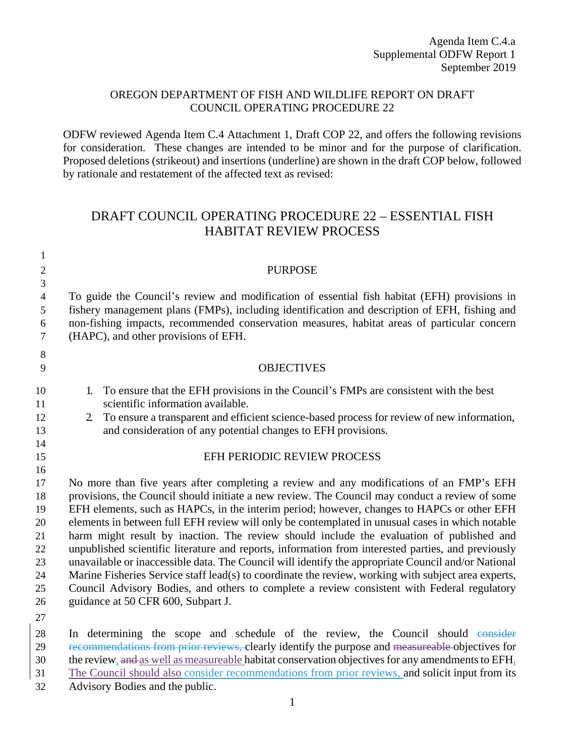Agenda Item C.4.a
Supplemental ODFW Report 1
September 2019

OREGON DEPARTMENT OF FISH AND WILDLIFE REPORT ON DRAFT COUNCIL OPERATING PROCEDURE 22

ODFW reviewed Agenda Item C.4 Attachment 1, Draft COP 22, and offers the following revisions for consideration. These changes are intended to be minor and for the purpose of clarification. Proposed deletions (strikeout) and insertions (underline) are shown in the draft COP below, followed by rationale and restatement of the affected text as revised:

# DRAFT COUNCIL OPERATING PROCEDURE 22 – ESSENTIAL FISH HABITAT REVIEW PROCESS

## PURPOSE

To guide the Council's review and modification of essential fish habitat (EFH) provisions in fishery management plans (FMPs), including identification and description of EFH, fishing and non-fishing impacts, recommended conservation measures, habitat areas of particular concern (HAPC), and other provisions of EFH.

## OBJECTIVES

1. To ensure that the EFH provisions in the Council's FMPs are consistent with the best scientific information available.
2. To ensure a transparent and efficient science-based process for review of new information, and consideration of any potential changes to EFH provisions.

## EFH PERIODIC REVIEW PROCESS

No more than five years after completing a review and any modifications of an FMP's EFH provisions, the Council should initiate a new review. The Council may conduct a review of some EFH elements, such as HAPCs, in the interim period; however, changes to HAPCs or other EFH elements in between full EFH review will only be contemplated in unusual cases in which notable harm might result by inaction. The review should include the evaluation of published and unpublished scientific literature and reports, information from interested parties, and previously unavailable or inaccessible data. The Council will identify the appropriate Council and/or National Marine Fisheries Service staff lead(s) to coordinate the review, working with subject area experts, Council Advisory Bodies, and others to complete a review consistent with Federal regulatory guidance at 50 CFR 600, Subpart J.

In determining the scope and schedule of the review, the Council should ~~consider recommendations from prior reviews,~~ clearly identify the purpose and ~~measureable~~ objectives for the review<u>,</u> ~~and~~ <u>as well as measureable</u> habitat conservation objectives for any amendments to EFH<u>. The Council should also</u> <u>consider recommendations from prior reviews,</u> and solicit input from its Advisory Bodies and the public.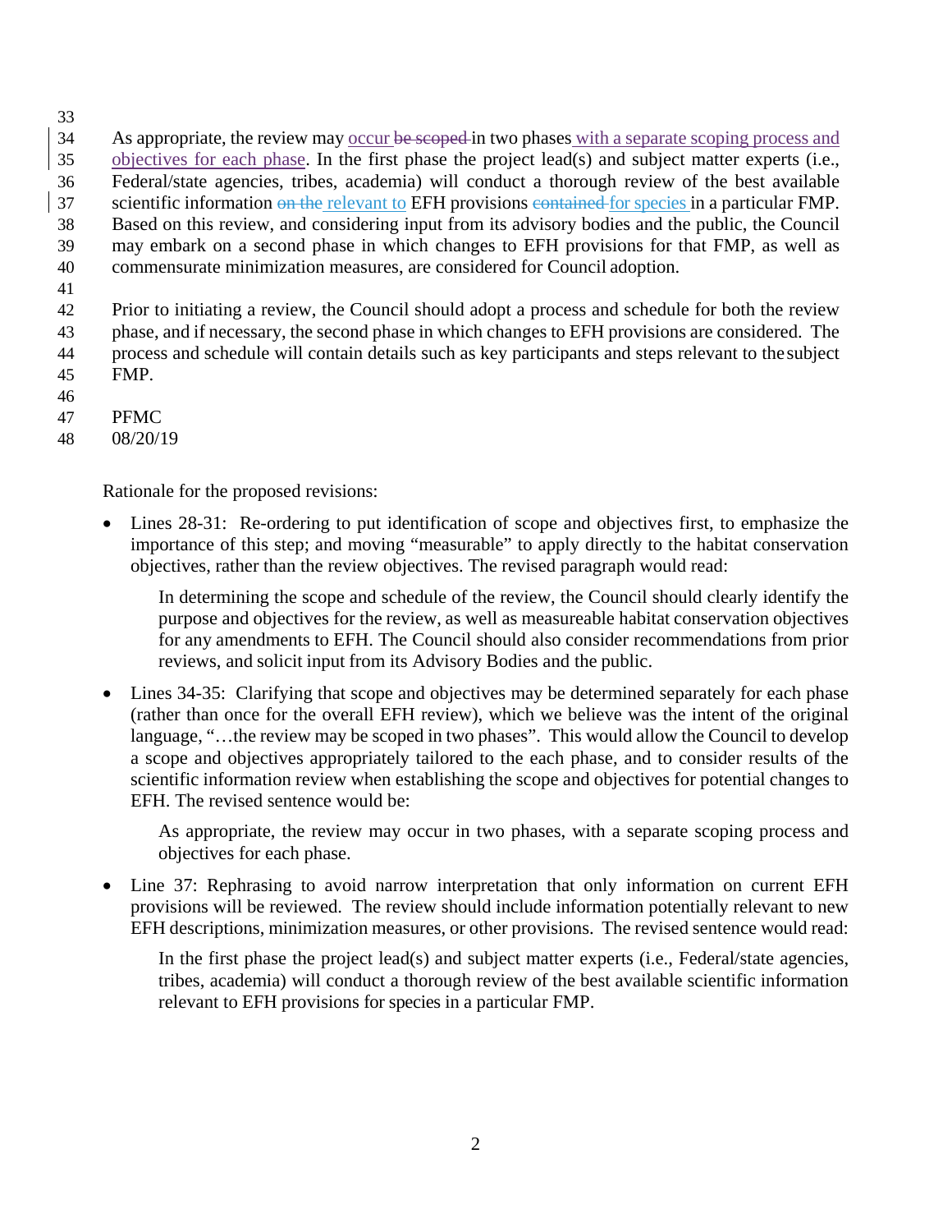As appropriate, the review may occur ~~be scoped~~ in two phases with a separate scoping process and objectives for each phase. In the first phase the project lead(s) and subject matter experts (i.e., Federal/state agencies, tribes, academia) will conduct a thorough review of the best available scientific information ~~on the~~ relevant to EFH provisions ~~contained~~ for species in a particular FMP. Based on this review, and considering input from its advisory bodies and the public, the Council may embark on a second phase in which changes to EFH provisions for that FMP, as well as commensurate minimization measures, are considered for Council adoption.

Prior to initiating a review, the Council should adopt a process and schedule for both the review phase, and if necessary, the second phase in which changes to EFH provisions are considered. The process and schedule will contain details such as key participants and steps relevant to the subject FMP.

PFMC
08/20/19

Rationale for the proposed revisions:

- Lines 28-31: Re-ordering to put identification of scope and objectives first, to emphasize the importance of this step; and moving "measurable" to apply directly to the habitat conservation objectives, rather than the review objectives. The revised paragraph would read:

  > In determining the scope and schedule of the review, the Council should clearly identify the purpose and objectives for the review, as well as measureable habitat conservation objectives for any amendments to EFH. The Council should also consider recommendations from prior reviews, and solicit input from its Advisory Bodies and the public.

- Lines 34-35: Clarifying that scope and objectives may be determined separately for each phase (rather than once for the overall EFH review), which we believe was the intent of the original language, "…the review may be scoped in two phases". This would allow the Council to develop a scope and objectives appropriately tailored to the each phase, and to consider results of the scientific information review when establishing the scope and objectives for potential changes to EFH. The revised sentence would be:

  > As appropriate, the review may occur in two phases, with a separate scoping process and objectives for each phase.

- Line 37: Rephrasing to avoid narrow interpretation that only information on current EFH provisions will be reviewed. The review should include information potentially relevant to new EFH descriptions, minimization measures, or other provisions. The revised sentence would read:

  > In the first phase the project lead(s) and subject matter experts (i.e., Federal/state agencies, tribes, academia) will conduct a thorough review of the best available scientific information relevant to EFH provisions for species in a particular FMP.